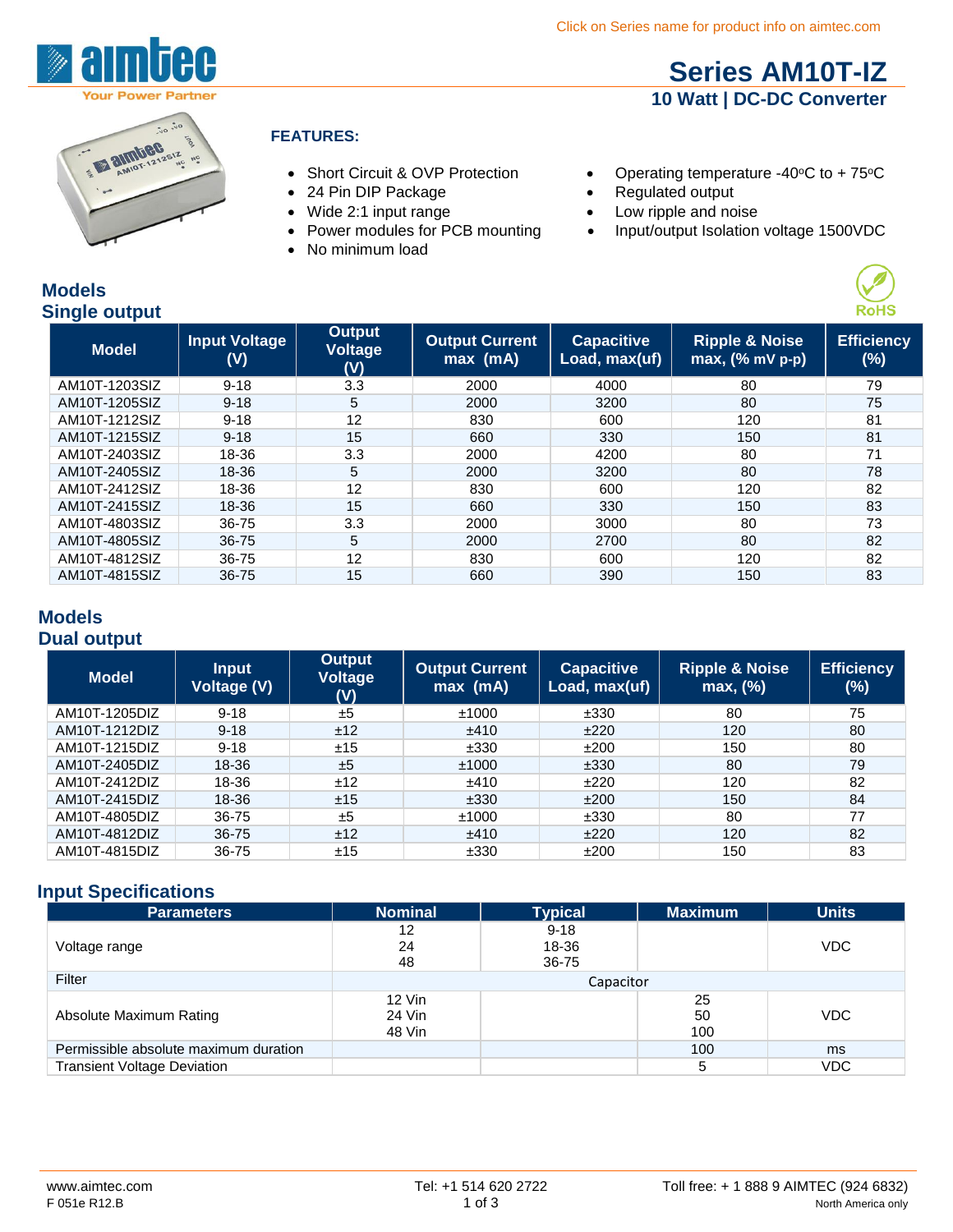Click on Series name for product info on aimtec.com

# Series AM10T-IZ

## 10 Watt | DC-DC Converter

### FEATURES:

- Short Circuit & OVP Protection
- 24 Pin DIP Package
- Wide 2:1 input range
- Power modules for PCB mounting
- No minimum load
- Operating temperature -40°C to + 75°C
- Regulated output
- Low ripple and noise
- Input/output Isolation voltage 1500VDC

## Models
## Single output

| Model | Input Voltage (V) | Output Voltage (V) | Output Current max (mA) | Capacitive Load, max(uf) | Ripple & Noise max, (% mV p-p) | Efficiency (%) |
|---|---|---|---|---|---|---|
| AM10T-1203SIZ | 9-18 | 3.3 | 2000 | 4000 | 80 | 79 |
| AM10T-1205SIZ | 9-18 | 5 | 2000 | 3200 | 80 | 75 |
| AM10T-1212SIZ | 9-18 | 12 | 830 | 600 | 120 | 81 |
| AM10T-1215SIZ | 9-18 | 15 | 660 | 330 | 150 | 81 |
| AM10T-2403SIZ | 18-36 | 3.3 | 2000 | 4200 | 80 | 71 |
| AM10T-2405SIZ | 18-36 | 5 | 2000 | 3200 | 80 | 78 |
| AM10T-2412SIZ | 18-36 | 12 | 830 | 600 | 120 | 82 |
| AM10T-2415SIZ | 18-36 | 15 | 660 | 330 | 150 | 83 |
| AM10T-4803SIZ | 36-75 | 3.3 | 2000 | 3000 | 80 | 73 |
| AM10T-4805SIZ | 36-75 | 5 | 2000 | 2700 | 80 | 82 |
| AM10T-4812SIZ | 36-75 | 12 | 830 | 600 | 120 | 82 |
| AM10T-4815SIZ | 36-75 | 15 | 660 | 390 | 150 | 83 |

## Models
## Dual output

| Model | Input Voltage (V) | Output Voltage (V) | Output Current max (mA) | Capacitive Load, max(uf) | Ripple & Noise max, (%) | Efficiency (%) |
|---|---|---|---|---|---|---|
| AM10T-1205DIZ | 9-18 | ±5 | ±1000 | ±330 | 80 | 75 |
| AM10T-1212DIZ | 9-18 | ±12 | ±410 | ±220 | 120 | 80 |
| AM10T-1215DIZ | 9-18 | ±15 | ±330 | ±200 | 150 | 80 |
| AM10T-2405DIZ | 18-36 | ±5 | ±1000 | ±330 | 80 | 79 |
| AM10T-2412DIZ | 18-36 | ±12 | ±410 | ±220 | 120 | 82 |
| AM10T-2415DIZ | 18-36 | ±15 | ±330 | ±200 | 150 | 84 |
| AM10T-4805DIZ | 36-75 | ±5 | ±1000 | ±330 | 80 | 77 |
| AM10T-4812DIZ | 36-75 | ±12 | ±410 | ±220 | 120 | 82 |
| AM10T-4815DIZ | 36-75 | ±15 | ±330 | ±200 | 150 | 83 |

## Input Specifications

| Parameters | Nominal | Typical | Maximum | Units |
|---|---|---|---|---|
| Voltage range | 12<br>24<br>48 | 9-18<br>18-36<br>36-75 | | VDC |
| Filter | Capacitor | | | |
| Absolute Maximum Rating | 12 Vin<br>24 Vin<br>48 Vin | | 25<br>50<br>100 | VDC |
| Permissible absolute maximum duration | | | 100 | ms |
| Transient Voltage Deviation | | | 5 | VDC |

www.aimtec.com
F 051e R12.B

Tel: +1 514 620 2722

Toll free: + 1 888 9 AIMTEC (924 6832)
North America only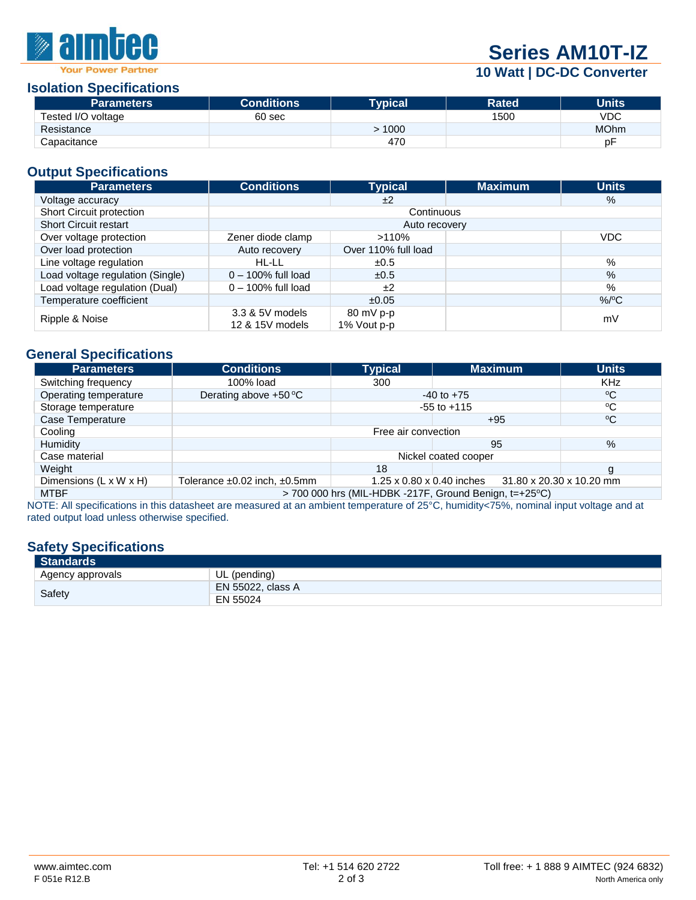# Series AM10T-IZ

## 10 Watt | DC-DC Converter

### Isolation Specifications

| Parameters | Conditions | Typical | Rated | Units |
|---|---|---|---|---|
| Tested I/O voltage | 60 sec | | 1500 | VDC |
| Resistance | | > 1000 | | MOhm |
| Capacitance | | 470 | | pF |

### Output Specifications

| Parameters | Conditions | Typical | Maximum | Units |
|---|---|---|---|---|
| Voltage accuracy | | ±2 | | % |
| Short Circuit protection | Continuous | | | |
| Short Circuit restart | Auto recovery | | | |
| Over voltage protection | Zener diode clamp | >110% | | VDC |
| Over load protection | Auto recovery | Over 110% full load | | |
| Line voltage regulation | HL-LL | ±0.5 | | % |
| Load voltage regulation (Single) | 0 – 100% full load | ±0.5 | | % |
| Load voltage regulation (Dual) | 0 – 100% full load | ±2 | | % |
| Temperature coefficient | | ±0.05 | | %/ºC |
| Ripple & Noise | 3.3 & 5V models<br>12 & 15V models | 80 mV p-p<br>1% Vout p-p | | mV |

### General Specifications

| Parameters | Conditions | Typical | Maximum | Units |
|---|---|---|---|---|
| Switching frequency | 100% load | 300 | | KHz |
| Operating temperature | Derating above +50 ºC | -40 to +75 | | ºC |
| Storage temperature | | -55 to +115 | | ºC |
| Case Temperature | | | +95 | ºC |
| Cooling | Free air convection | | | |
| Humidity | | | 95 | % |
| Case material | | Nickel coated cooper | | |
| Weight | | 18 | | g |
| Dimensions (L x W x H) | Tolerance ±0.02 inch, ±0.5mm | 1.25 x 0.80 x 0.40 inches | 31.80 x 20.30 x 10.20 mm | |
| MTBF | > 700 000 hrs (MIL-HDBK -217F, Ground Benign, t=+25ºC) | | | |

NOTE: All specifications in this datasheet are measured at an ambient temperature of 25°C, humidity<75%, nominal input voltage and at rated output load unless otherwise specified.

### Safety Specifications

| Standards | |
|---|---|
| Agency approvals | UL (pending) |
| Safety | EN 55022, class A<br>EN 55024 |

www.aimtec.com | Tel: +1 514 620 2722 | Toll free: + 1 888 9 AIMTEC (924 6832) North America only

F 051e R12.B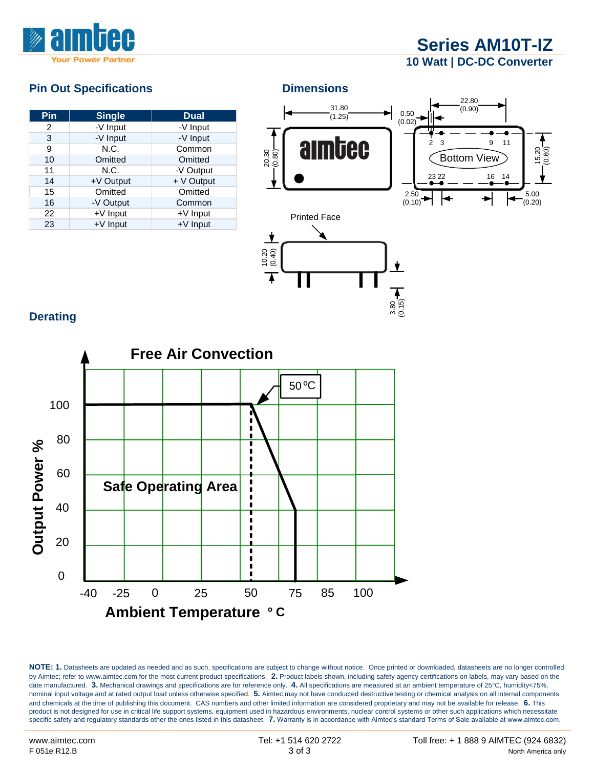## Pin Out Specifications

| Pin | Single | Dual |
|---|---|---|
| 2 | -V Input | -V Input |
| 3 | -V Input | -V Input |
| 9 | N.C. | Common |
| 10 | Omitted | Omitted |
| 11 | N.C. | -V Output |
| 14 | +V Output | + V Output |
| 15 | Omitted | Omitted |
| 16 | -V Output | Common |
| 22 | +V Input | +V Input |
| 23 | +V Input | +V Input |

## Dimensions

31.80 (1.25)
0.50 (0.02)
22.80 (0.90)
20.30 (0.80)
15.20 (0.60)
2 3 9 11
Bottom View
23 22 16 14
2.50 (0.10)
5.00 (0.20)
Printed Face
10.20 (0.40)
3.80 (0.15)

## Derating

Free Air Convection

50 ºC

Safe Operating Area

Output Power %

100
80
60
40
20
0

-40 -25 0 25 50 75 85 100

Ambient Temperature ºC

**NOTE: 1.** Datasheets are updated as needed and as such, specifications are subject to change without notice. Once printed or downloaded, datasheets are no longer controlled by Aimtec; refer to www.aimtec.com for the most current product specifications. **2.** Product labels shown, including safety agency certifications on labels, may vary based on the date manufactured. **3.** Mechanical drawings and specifications are for reference only. **4.** All specifications are measured at an ambient temperature of 25°C, humidity<75%, nominal input voltage and at rated output load unless otherwise specified. **5.** Aimtec may not have conducted destructive testing or chemical analysis on all internal components and chemicals at the time of publishing this document. CAS numbers and other limited information are considered proprietary and may not be available for release. **6.** This product is not designed for use in critical life support systems, equipment used in hazardous environments, nuclear control systems or other such applications which necessitate specific safety and regulatory standards other the ones listed in this datasheet. **7.** Warranty is in accordance with Aimtec's standard Terms of Sale available at www.aimtec.com.